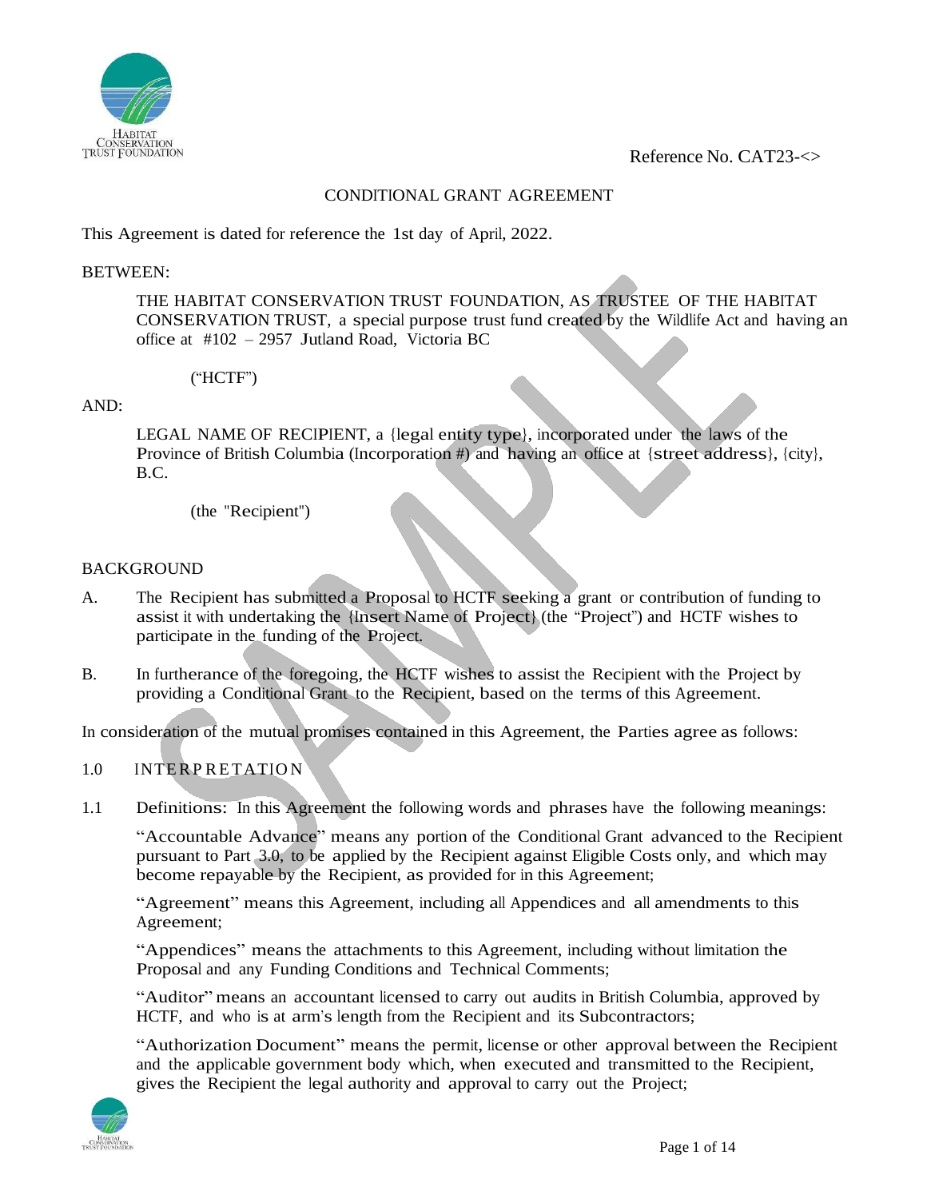Reference No. CAT23-<>

# CONDITIONAL GRANT AGREEMENT

This Agreement is dated for reference the 1st day of April, 2022.

BETWEEN:

THE HABITAT CONSERVATION TRUST FOUNDATION, AS TRUSTEE OF THE HABITAT CONSERVATION TRUST, a special purpose trust fund created by the Wildlife Act and having an office at #102 – 2957 Jutland Road, Victoria BC

("HCTF")

AND:

LEGAL NAME OF RECIPIENT, a {legal entity type}, incorporated under the laws of the Province of British Columbia (Incorporation #) and having an office at {street address}, {city}, B.C.

(the "Recipient")

## BACKGROUND

A. The Recipient has submitted a Proposal to HCTF seeking a grant or contribution of funding to assist it with undertaking the {Insert Name of Project} (the "Project") and HCTF wishes to participate in the funding of the Project.

B. In furtherance of the foregoing, the HCTF wishes to assist the Recipient with the Project by providing a Conditional Grant to the Recipient, based on the terms of this Agreement.

In consideration of the mutual promises contained in this Agreement, the Parties agree as follows:

## 1.0 INTERPRETATION

1.1 Definitions: In this Agreement the following words and phrases have the following meanings:

"Accountable Advance" means any portion of the Conditional Grant advanced to the Recipient pursuant to Part 3.0, to be applied by the Recipient against Eligible Costs only, and which may become repayable by the Recipient, as provided for in this Agreement;

"Agreement" means this Agreement, including all Appendices and all amendments to this Agreement;

"Appendices" means the attachments to this Agreement, including without limitation the Proposal and any Funding Conditions and Technical Comments;

"Auditor" means an accountant licensed to carry out audits in British Columbia, approved by HCTF, and who is at arm's length from the Recipient and its Subcontractors;

"Authorization Document" means the permit, license or other approval between the Recipient and the applicable government body which, when executed and transmitted to the Recipient, gives the Recipient the legal authority and approval to carry out the Project;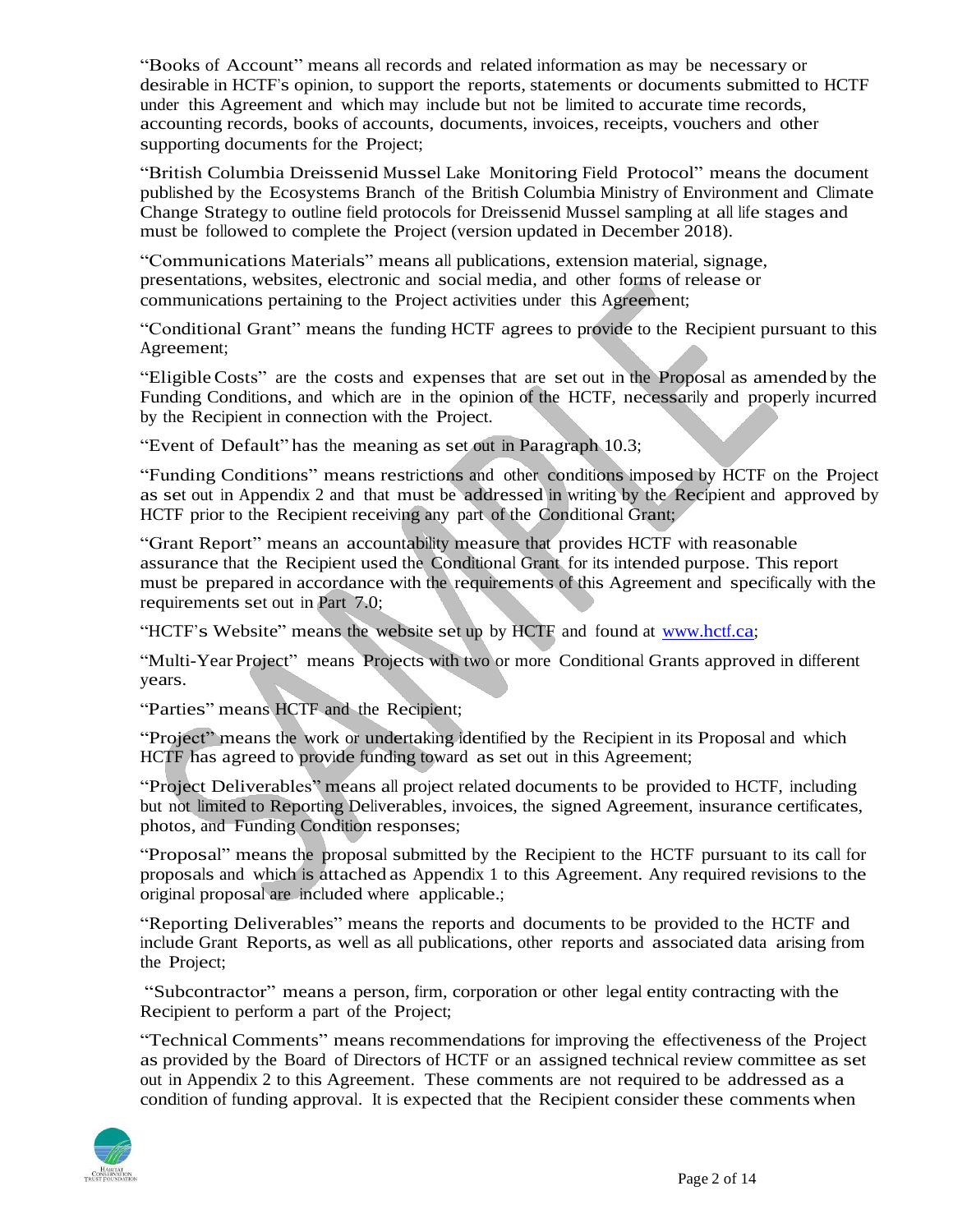"Books of Account" means all records and related information as may be necessary or desirable in HCTF's opinion, to support the reports, statements or documents submitted to HCTF under this Agreement and which may include but not be limited to accurate time records, accounting records, books of accounts, documents, invoices, receipts, vouchers and other supporting documents for the Project;

"British Columbia Dreissenid Mussel Lake Monitoring Field Protocol" means the document published by the Ecosystems Branch of the British Columbia Ministry of Environment and Climate Change Strategy to outline field protocols for Dreissenid Mussel sampling at all life stages and must be followed to complete the Project (version updated in December 2018).

"Communications Materials" means all publications, extension material, signage, presentations, websites, electronic and social media, and other forms of release or communications pertaining to the Project activities under this Agreement;

"Conditional Grant" means the funding HCTF agrees to provide to the Recipient pursuant to this Agreement;

"Eligible Costs" are the costs and expenses that are set out in the Proposal as amended by the Funding Conditions, and which are in the opinion of the HCTF, necessarily and properly incurred by the Recipient in connection with the Project.

"Event of Default" has the meaning as set out in Paragraph 10.3;

"Funding Conditions" means restrictions and other conditions imposed by HCTF on the Project as set out in Appendix 2 and that must be addressed in writing by the Recipient and approved by HCTF prior to the Recipient receiving any part of the Conditional Grant;

"Grant Report" means an accountability measure that provides HCTF with reasonable assurance that the Recipient used the Conditional Grant for its intended purpose. This report must be prepared in accordance with the requirements of this Agreement and specifically with the requirements set out in Part 7.0;

"HCTF's Website" means the website set up by HCTF and found at www.hctf.ca;

"Multi-Year Project" means Projects with two or more Conditional Grants approved in different years.

"Parties" means HCTF and the Recipient;

"Project" means the work or undertaking identified by the Recipient in its Proposal and which HCTF has agreed to provide funding toward as set out in this Agreement;

"Project Deliverables" means all project related documents to be provided to HCTF, including but not limited to Reporting Deliverables, invoices, the signed Agreement, insurance certificates, photos, and Funding Condition responses;

"Proposal" means the proposal submitted by the Recipient to the HCTF pursuant to its call for proposals and which is attached as Appendix 1 to this Agreement. Any required revisions to the original proposal are included where applicable.;

"Reporting Deliverables" means the reports and documents to be provided to the HCTF and include Grant Reports, as well as all publications, other reports and associated data arising from the Project;

"Subcontractor" means a person, firm, corporation or other legal entity contracting with the Recipient to perform a part of the Project;

"Technical Comments" means recommendations for improving the effectiveness of the Project as provided by the Board of Directors of HCTF or an assigned technical review committee as set out in Appendix 2 to this Agreement. These comments are not required to be addressed as a condition of funding approval. It is expected that the Recipient consider these comments when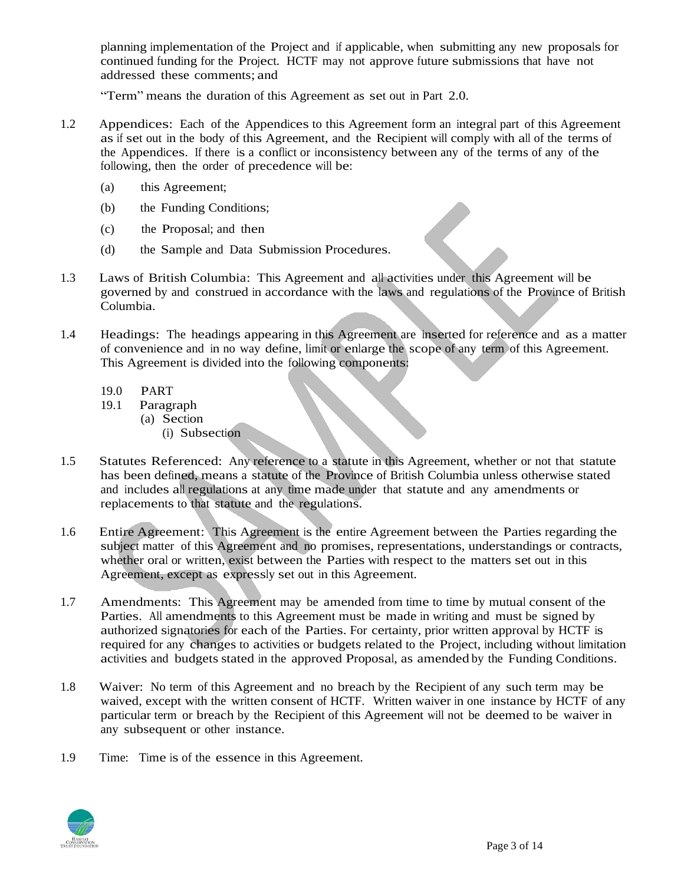planning implementation of the Project and if applicable, when submitting any new proposals for continued funding for the Project. HCTF may not approve future submissions that have not addressed these comments; and

"Term" means the duration of this Agreement as set out in Part 2.0.

1.2 Appendices: Each of the Appendices to this Agreement form an integral part of this Agreement as if set out in the body of this Agreement, and the Recipient will comply with all of the terms of the Appendices. If there is a conflict or inconsistency between any of the terms of any of the following, then the order of precedence will be:

(a) this Agreement;

(b) the Funding Conditions;

(c) the Proposal; and then

(d) the Sample and Data Submission Procedures.

1.3 Laws of British Columbia: This Agreement and all activities under this Agreement will be governed by and construed in accordance with the laws and regulations of the Province of British Columbia.

1.4 Headings: The headings appearing in this Agreement are inserted for reference and as a matter of convenience and in no way define, limit or enlarge the scope of any term of this Agreement. This Agreement is divided into the following components:

19.0 PART
19.1 Paragraph
  (a) Section
    (i) Subsection

1.5 Statutes Referenced: Any reference to a statute in this Agreement, whether or not that statute has been defined, means a statute of the Province of British Columbia unless otherwise stated and includes all regulations at any time made under that statute and any amendments or replacements to that statute and the regulations.

1.6 Entire Agreement: This Agreement is the entire Agreement between the Parties regarding the subject matter of this Agreement and no promises, representations, understandings or contracts, whether oral or written, exist between the Parties with respect to the matters set out in this Agreement, except as expressly set out in this Agreement.

1.7 Amendments: This Agreement may be amended from time to time by mutual consent of the Parties. All amendments to this Agreement must be made in writing and must be signed by authorized signatories for each of the Parties. For certainty, prior written approval by HCTF is required for any changes to activities or budgets related to the Project, including without limitation activities and budgets stated in the approved Proposal, as amended by the Funding Conditions.

1.8 Waiver: No term of this Agreement and no breach by the Recipient of any such term may be waived, except with the written consent of HCTF. Written waiver in one instance by HCTF of any particular term or breach by the Recipient of this Agreement will not be deemed to be waiver in any subsequent or other instance.

1.9 Time: Time is of the essence in this Agreement.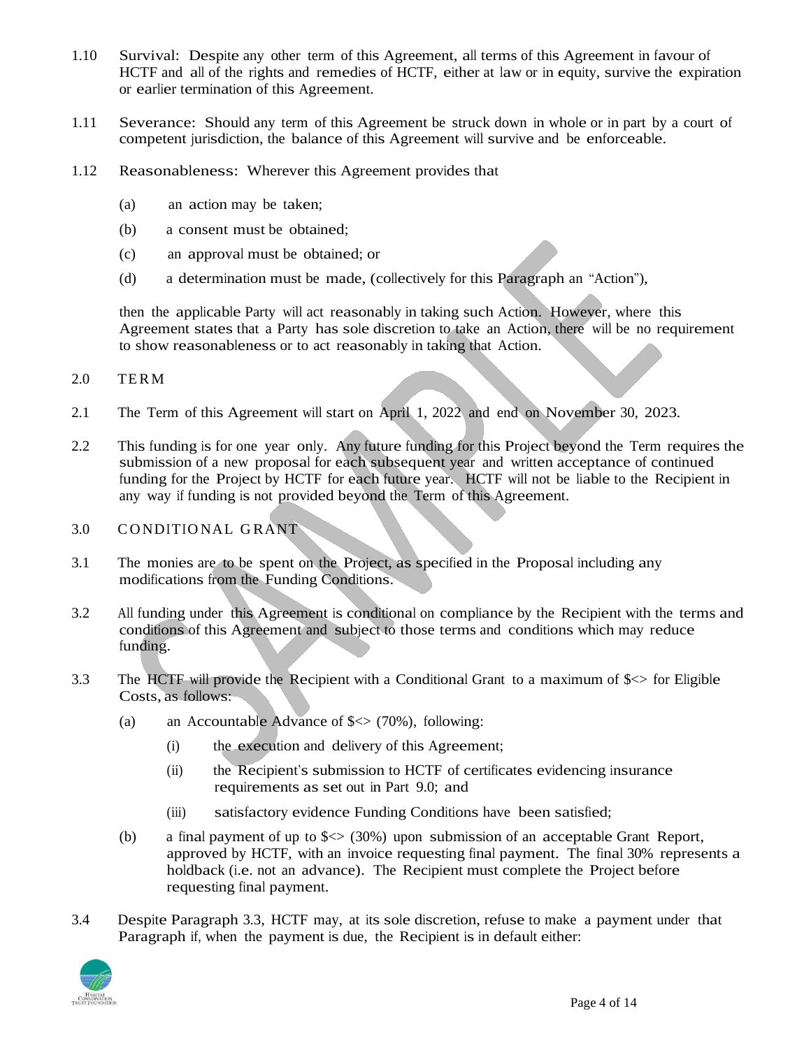1.10 Survival: Despite any other term of this Agreement, all terms of this Agreement in favour of HCTF and all of the rights and remedies of HCTF, either at law or in equity, survive the expiration or earlier termination of this Agreement.

1.11 Severance: Should any term of this Agreement be struck down in whole or in part by a court of competent jurisdiction, the balance of this Agreement will survive and be enforceable.

1.12 Reasonableness: Wherever this Agreement provides that

(a) an action may be taken;

(b) a consent must be obtained;

(c) an approval must be obtained; or

(d) a determination must be made, (collectively for this Paragraph an "Action"),

then the applicable Party will act reasonably in taking such Action. However, where this Agreement states that a Party has sole discretion to take an Action, there will be no requirement to show reasonableness or to act reasonably in taking that Action.

## 2.0 TERM

2.1 The Term of this Agreement will start on April 1, 2022 and end on November 30, 2023.

2.2 This funding is for one year only. Any future funding for this Project beyond the Term requires the submission of a new proposal for each subsequent year and written acceptance of continued funding for the Project by HCTF for each future year. HCTF will not be liable to the Recipient in any way if funding is not provided beyond the Term of this Agreement.

## 3.0 CONDITIONAL GRANT

3.1 The monies are to be spent on the Project, as specified in the Proposal including any modifications from the Funding Conditions.

3.2 All funding under this Agreement is conditional on compliance by the Recipient with the terms and conditions of this Agreement and subject to those terms and conditions which may reduce funding.

3.3 The HCTF will provide the Recipient with a Conditional Grant to a maximum of $<> for Eligible Costs, as follows:

(a) an Accountable Advance of $<> (70%), following:

(i) the execution and delivery of this Agreement;

(ii) the Recipient's submission to HCTF of certificates evidencing insurance requirements as set out in Part 9.0; and

(iii) satisfactory evidence Funding Conditions have been satisfied;

(b) a final payment of up to $<> (30%) upon submission of an acceptable Grant Report, approved by HCTF, with an invoice requesting final payment. The final 30% represents a holdback (i.e. not an advance). The Recipient must complete the Project before requesting final payment.

3.4 Despite Paragraph 3.3, HCTF may, at its sole discretion, refuse to make a payment under that Paragraph if, when the payment is due, the Recipient is in default either: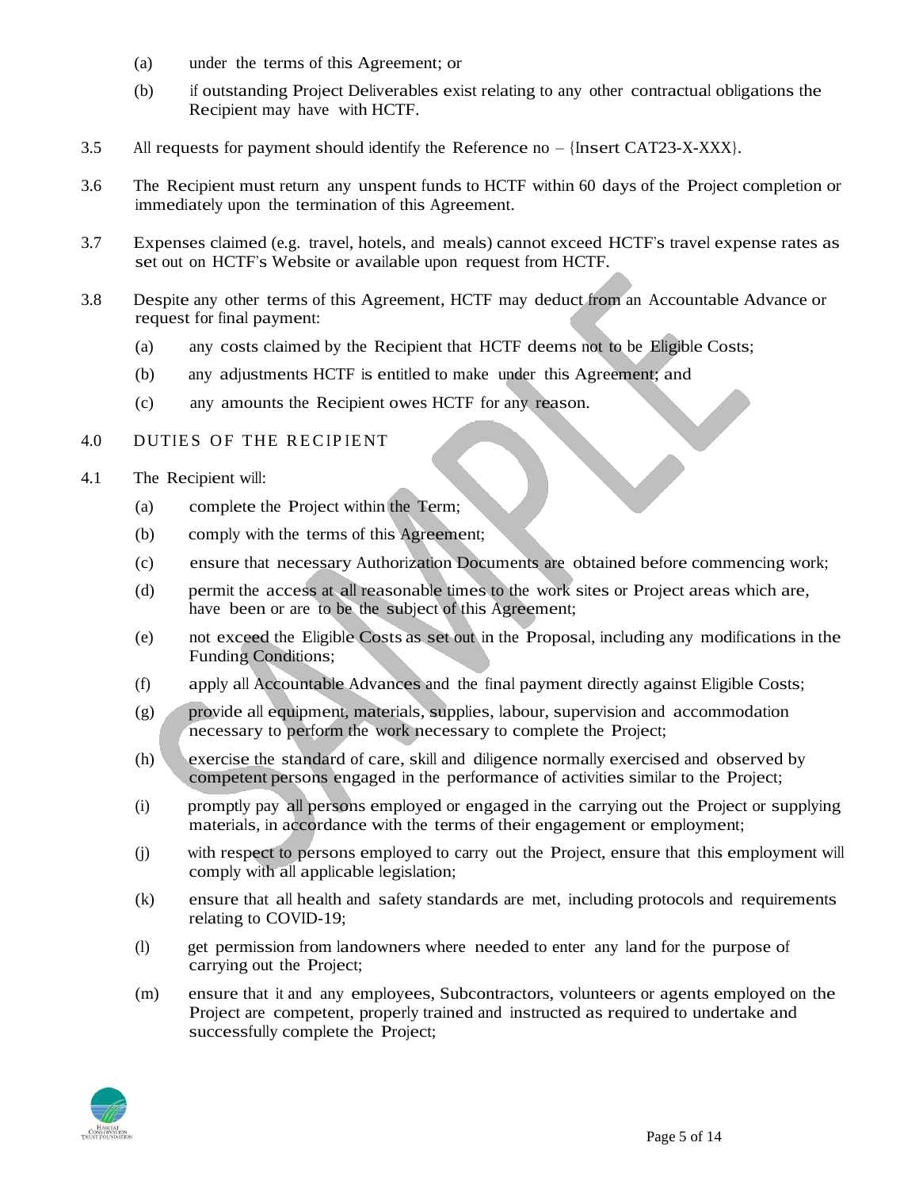(a) under the terms of this Agreement; or

(b) if outstanding Project Deliverables exist relating to any other contractual obligations the Recipient may have with HCTF.

3.5 All requests for payment should identify the Reference no – {Insert CAT23-X-XXX}.

3.6 The Recipient must return any unspent funds to HCTF within 60 days of the Project completion or immediately upon the termination of this Agreement.

3.7 Expenses claimed (e.g. travel, hotels, and meals) cannot exceed HCTF's travel expense rates as set out on HCTF's Website or available upon request from HCTF.

3.8 Despite any other terms of this Agreement, HCTF may deduct from an Accountable Advance or request for final payment:

(a) any costs claimed by the Recipient that HCTF deems not to be Eligible Costs;

(b) any adjustments HCTF is entitled to make under this Agreement; and

(c) any amounts the Recipient owes HCTF for any reason.

## 4.0 DUTIES OF THE RECIPIENT

4.1 The Recipient will:

(a) complete the Project within the Term;

(b) comply with the terms of this Agreement;

(c) ensure that necessary Authorization Documents are obtained before commencing work;

(d) permit the access at all reasonable times to the work sites or Project areas which are, have been or are to be the subject of this Agreement;

(e) not exceed the Eligible Costs as set out in the Proposal, including any modifications in the Funding Conditions;

(f) apply all Accountable Advances and the final payment directly against Eligible Costs;

(g) provide all equipment, materials, supplies, labour, supervision and accommodation necessary to perform the work necessary to complete the Project;

(h) exercise the standard of care, skill and diligence normally exercised and observed by competent persons engaged in the performance of activities similar to the Project;

(i) promptly pay all persons employed or engaged in the carrying out the Project or supplying materials, in accordance with the terms of their engagement or employment;

(j) with respect to persons employed to carry out the Project, ensure that this employment will comply with all applicable legislation;

(k) ensure that all health and safety standards are met, including protocols and requirements relating to COVID-19;

(l) get permission from landowners where needed to enter any land for the purpose of carrying out the Project;

(m) ensure that it and any employees, Subcontractors, volunteers or agents employed on the Project are competent, properly trained and instructed as required to undertake and successfully complete the Project;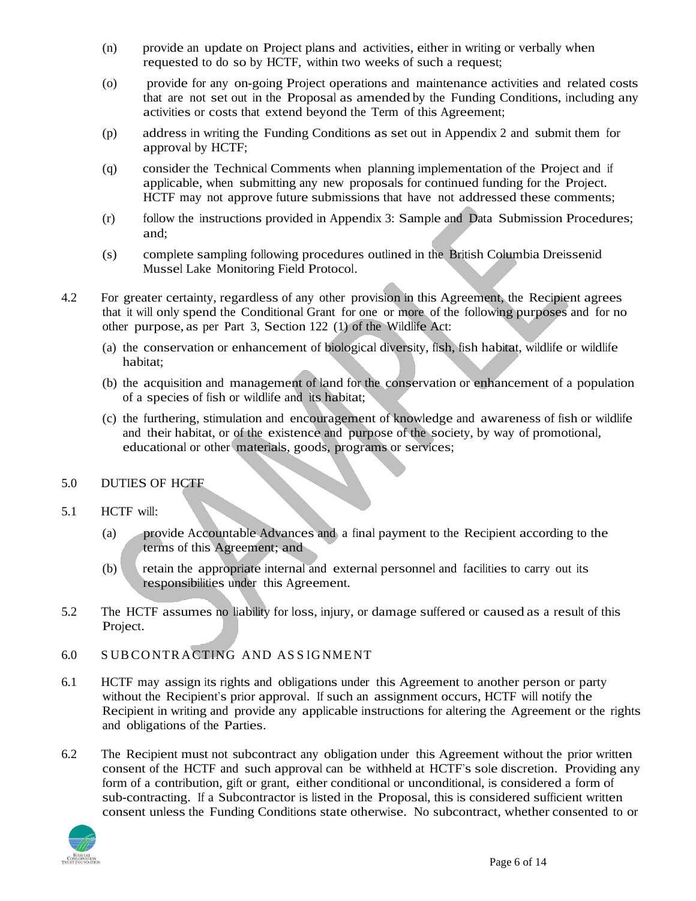(n) provide an update on Project plans and activities, either in writing or verbally when requested to do so by HCTF, within two weeks of such a request;

(o) provide for any on-going Project operations and maintenance activities and related costs that are not set out in the Proposal as amended by the Funding Conditions, including any activities or costs that extend beyond the Term of this Agreement;

(p) address in writing the Funding Conditions as set out in Appendix 2 and submit them for approval by HCTF;

(q) consider the Technical Comments when planning implementation of the Project and if applicable, when submitting any new proposals for continued funding for the Project. HCTF may not approve future submissions that have not addressed these comments;

(r) follow the instructions provided in Appendix 3: Sample and Data Submission Procedures; and;

(s) complete sampling following procedures outlined in the British Columbia Dreissenid Mussel Lake Monitoring Field Protocol.

4.2 For greater certainty, regardless of any other provision in this Agreement, the Recipient agrees that it will only spend the Conditional Grant for one or more of the following purposes and for no other purpose, as per Part 3, Section 122 (1) of the Wildlife Act:

(a) the conservation or enhancement of biological diversity, fish, fish habitat, wildlife or wildlife habitat;

(b) the acquisition and management of land for the conservation or enhancement of a population of a species of fish or wildlife and its habitat;

(c) the furthering, stimulation and encouragement of knowledge and awareness of fish or wildlife and their habitat, or of the existence and purpose of the society, by way of promotional, educational or other materials, goods, programs or services;

## 5.0 DUTIES OF HCTF

5.1 HCTF will:

(a) provide Accountable Advances and a final payment to the Recipient according to the terms of this Agreement; and

(b) retain the appropriate internal and external personnel and facilities to carry out its responsibilities under this Agreement.

5.2 The HCTF assumes no liability for loss, injury, or damage suffered or caused as a result of this Project.

## 6.0 SUBCONTRACTING AND ASSIGNMENT

6.1 HCTF may assign its rights and obligations under this Agreement to another person or party without the Recipient's prior approval. If such an assignment occurs, HCTF will notify the Recipient in writing and provide any applicable instructions for altering the Agreement or the rights and obligations of the Parties.

6.2 The Recipient must not subcontract any obligation under this Agreement without the prior written consent of the HCTF and such approval can be withheld at HCTF's sole discretion. Providing any form of a contribution, gift or grant, either conditional or unconditional, is considered a form of sub-contracting. If a Subcontractor is listed in the Proposal, this is considered sufficient written consent unless the Funding Conditions state otherwise. No subcontract, whether consented to or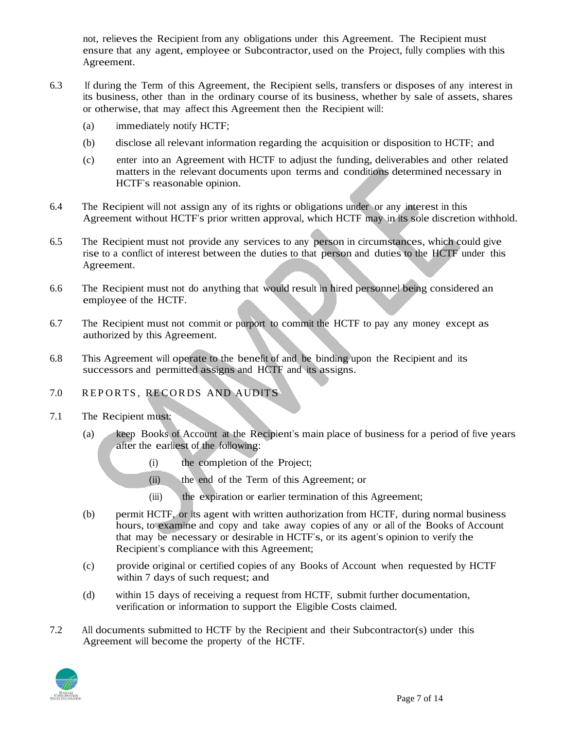not, relieves the Recipient from any obligations under this Agreement. The Recipient must ensure that any agent, employee or Subcontractor, used on the Project, fully complies with this Agreement.

6.3 If during the Term of this Agreement, the Recipient sells, transfers or disposes of any interest in its business, other than in the ordinary course of its business, whether by sale of assets, shares or otherwise, that may affect this Agreement then the Recipient will:

(a) immediately notify HCTF;

(b) disclose all relevant information regarding the acquisition or disposition to HCTF; and

(c) enter into an Agreement with HCTF to adjust the funding, deliverables and other related matters in the relevant documents upon terms and conditions determined necessary in HCTF's reasonable opinion.

6.4 The Recipient will not assign any of its rights or obligations under or any interest in this Agreement without HCTF's prior written approval, which HCTF may in its sole discretion withhold.

6.5 The Recipient must not provide any services to any person in circumstances, which could give rise to a conflict of interest between the duties to that person and duties to the HCTF under this Agreement.

6.6 The Recipient must not do anything that would result in hired personnel being considered an employee of the HCTF.

6.7 The Recipient must not commit or purport to commit the HCTF to pay any money except as authorized by this Agreement.

6.8 This Agreement will operate to the benefit of and be binding upon the Recipient and its successors and permitted assigns and HCTF and its assigns.

## 7.0 REPORTS, RECORDS AND AUDITS

7.1 The Recipient must:

(a) keep Books of Account at the Recipient's main place of business for a period of five years after the earliest of the following:

(i) the completion of the Project;

(ii) the end of the Term of this Agreement; or

(iii) the expiration or earlier termination of this Agreement;

(b) permit HCTF, or its agent with written authorization from HCTF, during normal business hours, to examine and copy and take away copies of any or all of the Books of Account that may be necessary or desirable in HCTF's, or its agent's opinion to verify the Recipient's compliance with this Agreement;

(c) provide original or certified copies of any Books of Account when requested by HCTF within 7 days of such request; and

(d) within 15 days of receiving a request from HCTF, submit further documentation, verification or information to support the Eligible Costs claimed.

7.2 All documents submitted to HCTF by the Recipient and their Subcontractor(s) under this Agreement will become the property of the HCTF.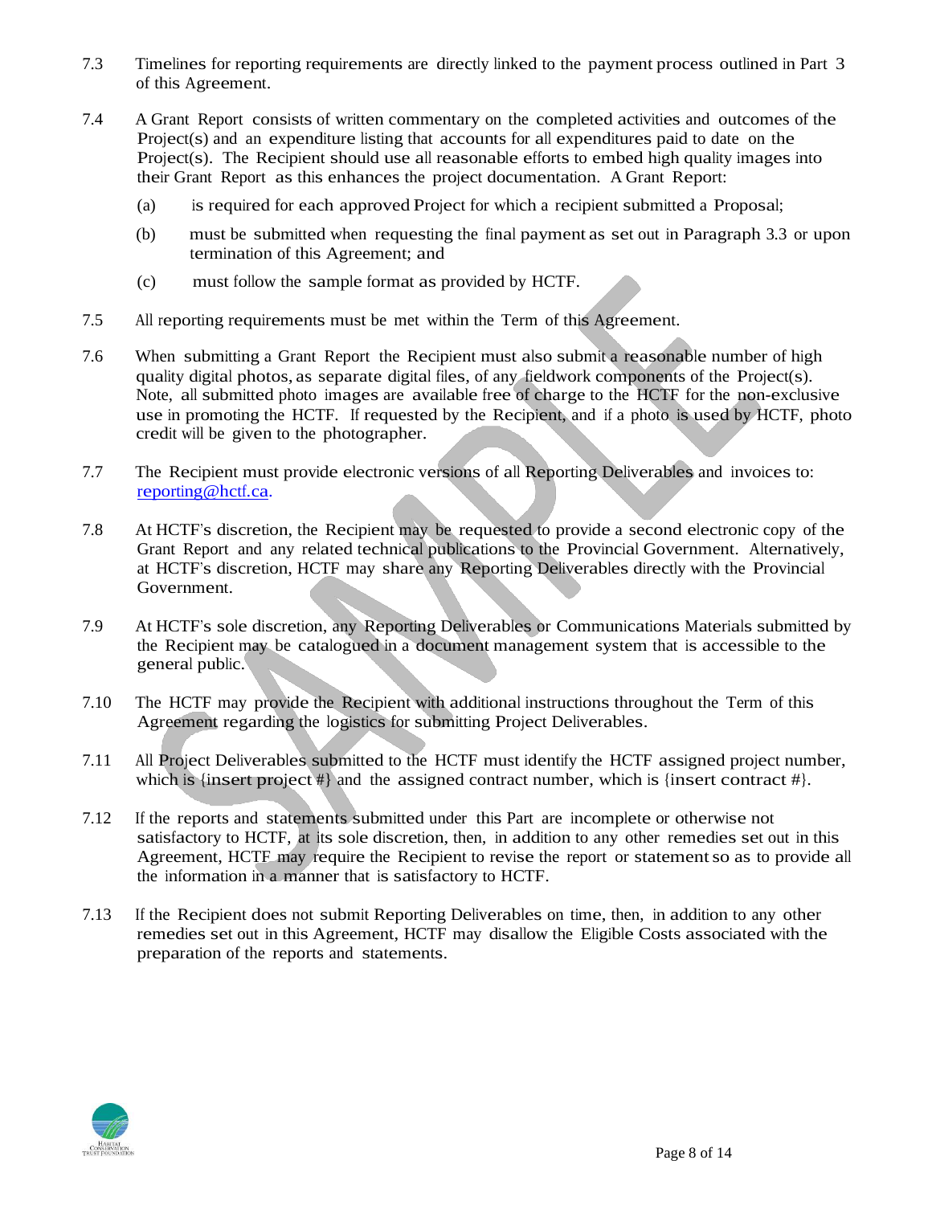7.3 Timelines for reporting requirements are directly linked to the payment process outlined in Part 3 of this Agreement.

7.4 A Grant Report consists of written commentary on the completed activities and outcomes of the Project(s) and an expenditure listing that accounts for all expenditures paid to date on the Project(s). The Recipient should use all reasonable efforts to embed high quality images into their Grant Report as this enhances the project documentation. A Grant Report:

(a) is required for each approved Project for which a recipient submitted a Proposal;

(b) must be submitted when requesting the final payment as set out in Paragraph 3.3 or upon termination of this Agreement; and

(c) must follow the sample format as provided by HCTF.

7.5 All reporting requirements must be met within the Term of this Agreement.

7.6 When submitting a Grant Report the Recipient must also submit a reasonable number of high quality digital photos, as separate digital files, of any fieldwork components of the Project(s). Note, all submitted photo images are available free of charge to the HCTF for the non-exclusive use in promoting the HCTF. If requested by the Recipient, and if a photo is used by HCTF, photo credit will be given to the photographer.

7.7 The Recipient must provide electronic versions of all Reporting Deliverables and invoices to: reporting@hctf.ca.

7.8 At HCTF's discretion, the Recipient may be requested to provide a second electronic copy of the Grant Report and any related technical publications to the Provincial Government. Alternatively, at HCTF's discretion, HCTF may share any Reporting Deliverables directly with the Provincial Government.

7.9 At HCTF's sole discretion, any Reporting Deliverables or Communications Materials submitted by the Recipient may be catalogued in a document management system that is accessible to the general public.

7.10 The HCTF may provide the Recipient with additional instructions throughout the Term of this Agreement regarding the logistics for submitting Project Deliverables.

7.11 All Project Deliverables submitted to the HCTF must identify the HCTF assigned project number, which is {insert project #} and the assigned contract number, which is {insert contract #}.

7.12 If the reports and statements submitted under this Part are incomplete or otherwise not satisfactory to HCTF, at its sole discretion, then, in addition to any other remedies set out in this Agreement, HCTF may require the Recipient to revise the report or statement so as to provide all the information in a manner that is satisfactory to HCTF.

7.13 If the Recipient does not submit Reporting Deliverables on time, then, in addition to any other remedies set out in this Agreement, HCTF may disallow the Eligible Costs associated with the preparation of the reports and statements.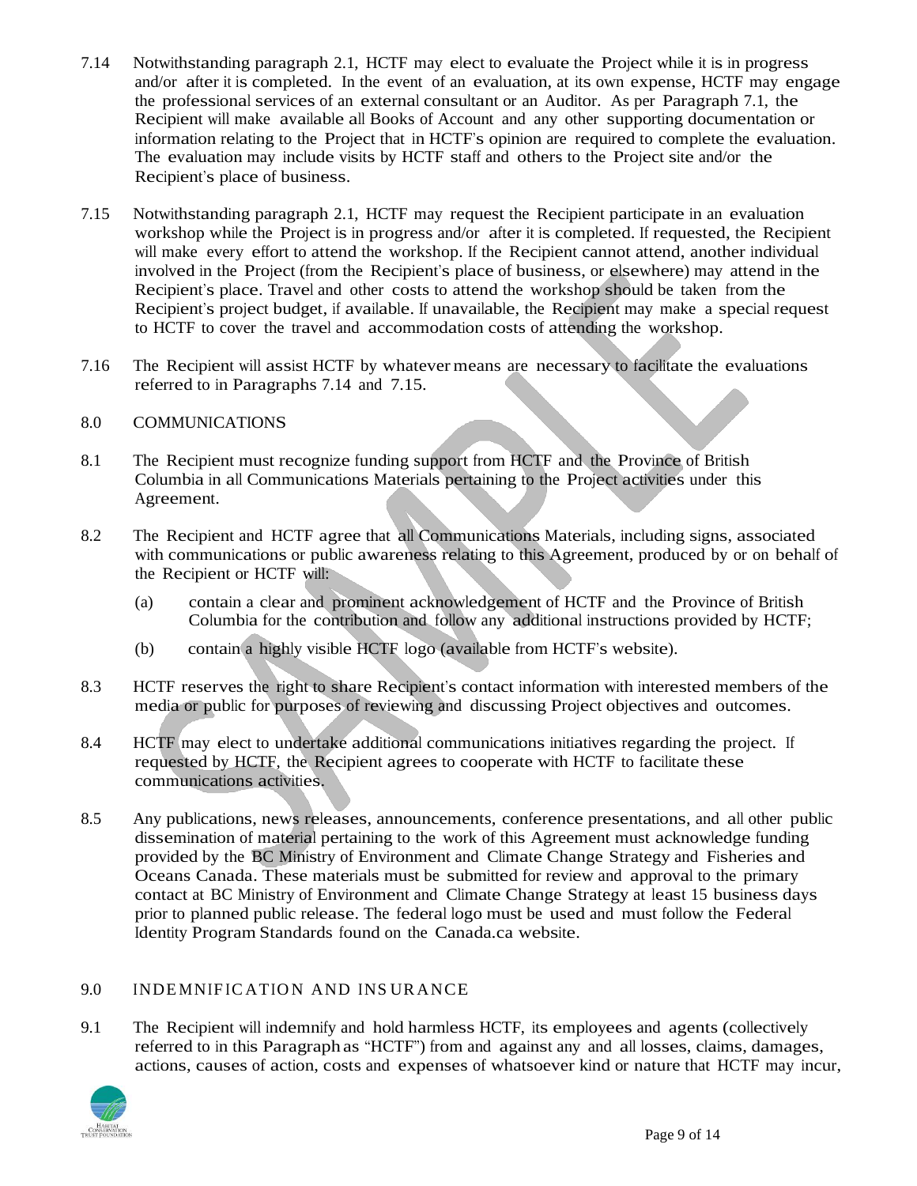7.14 Notwithstanding paragraph 2.1, HCTF may elect to evaluate the Project while it is in progress and/or after it is completed. In the event of an evaluation, at its own expense, HCTF may engage the professional services of an external consultant or an Auditor. As per Paragraph 7.1, the Recipient will make available all Books of Account and any other supporting documentation or information relating to the Project that in HCTF's opinion are required to complete the evaluation. The evaluation may include visits by HCTF staff and others to the Project site and/or the Recipient's place of business.

7.15 Notwithstanding paragraph 2.1, HCTF may request the Recipient participate in an evaluation workshop while the Project is in progress and/or after it is completed. If requested, the Recipient will make every effort to attend the workshop. If the Recipient cannot attend, another individual involved in the Project (from the Recipient's place of business, or elsewhere) may attend in the Recipient's place. Travel and other costs to attend the workshop should be taken from the Recipient's project budget, if available. If unavailable, the Recipient may make a special request to HCTF to cover the travel and accommodation costs of attending the workshop.

7.16 The Recipient will assist HCTF by whatever means are necessary to facilitate the evaluations referred to in Paragraphs 7.14 and 7.15.

## 8.0 COMMUNICATIONS

8.1 The Recipient must recognize funding support from HCTF and the Province of British Columbia in all Communications Materials pertaining to the Project activities under this Agreement.

8.2 The Recipient and HCTF agree that all Communications Materials, including signs, associated with communications or public awareness relating to this Agreement, produced by or on behalf of the Recipient or HCTF will:

(a) contain a clear and prominent acknowledgement of HCTF and the Province of British Columbia for the contribution and follow any additional instructions provided by HCTF;

(b) contain a highly visible HCTF logo (available from HCTF's website).

8.3 HCTF reserves the right to share Recipient's contact information with interested members of the media or public for purposes of reviewing and discussing Project objectives and outcomes.

8.4 HCTF may elect to undertake additional communications initiatives regarding the project. If requested by HCTF, the Recipient agrees to cooperate with HCTF to facilitate these communications activities.

8.5 Any publications, news releases, announcements, conference presentations, and all other public dissemination of material pertaining to the work of this Agreement must acknowledge funding provided by the BC Ministry of Environment and Climate Change Strategy and Fisheries and Oceans Canada. These materials must be submitted for review and approval to the primary contact at BC Ministry of Environment and Climate Change Strategy at least 15 business days prior to planned public release. The federal logo must be used and must follow the Federal Identity Program Standards found on the Canada.ca website.

## 9.0 INDEMNIFICATION AND INSURANCE

9.1 The Recipient will indemnify and hold harmless HCTF, its employees and agents (collectively referred to in this Paragraph as "HCTF") from and against any and all losses, claims, damages, actions, causes of action, costs and expenses of whatsoever kind or nature that HCTF may incur,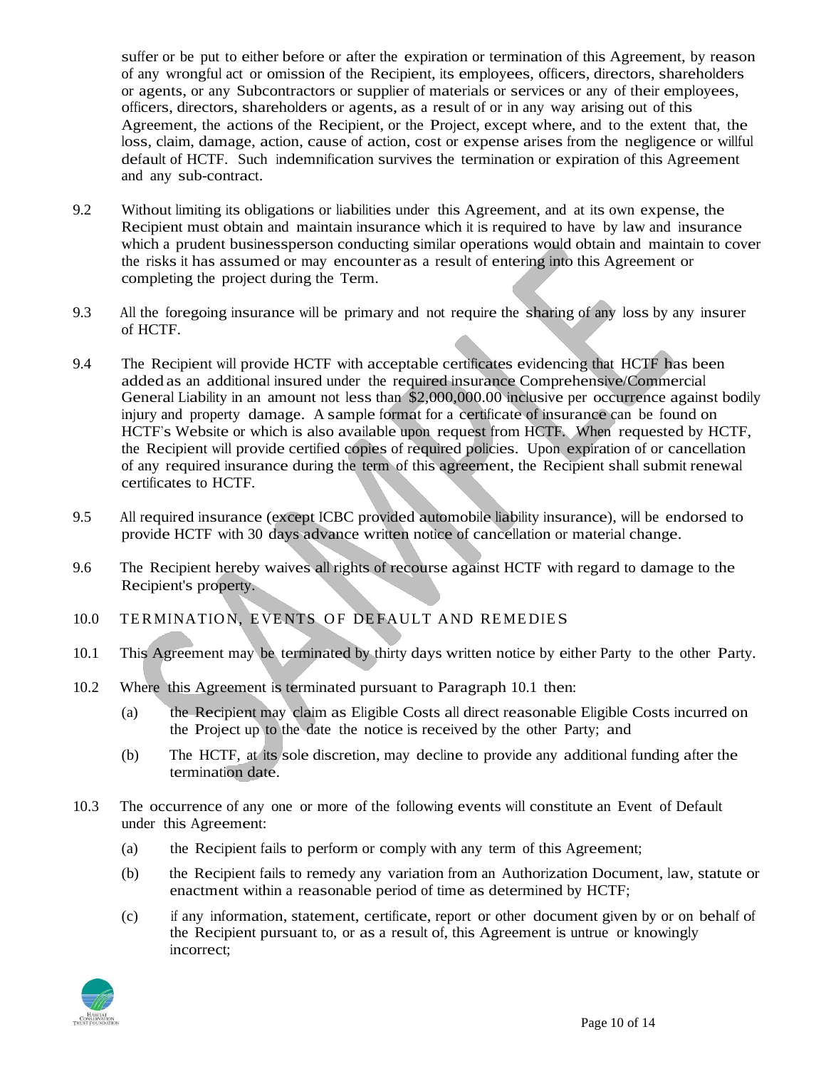suffer or be put to either before or after the expiration or termination of this Agreement, by reason of any wrongful act or omission of the Recipient, its employees, officers, directors, shareholders or agents, or any Subcontractors or supplier of materials or services or any of their employees, officers, directors, shareholders or agents, as a result of or in any way arising out of this Agreement, the actions of the Recipient, or the Project, except where, and to the extent that, the loss, claim, damage, action, cause of action, cost or expense arises from the negligence or willful default of HCTF. Such indemnification survives the termination or expiration of this Agreement and any sub-contract.

9.2 Without limiting its obligations or liabilities under this Agreement, and at its own expense, the Recipient must obtain and maintain insurance which it is required to have by law and insurance which a prudent businessperson conducting similar operations would obtain and maintain to cover the risks it has assumed or may encounter as a result of entering into this Agreement or completing the project during the Term.

9.3 All the foregoing insurance will be primary and not require the sharing of any loss by any insurer of HCTF.

9.4 The Recipient will provide HCTF with acceptable certificates evidencing that HCTF has been added as an additional insured under the required insurance Comprehensive/Commercial General Liability in an amount not less than $2,000,000.00 inclusive per occurrence against bodily injury and property damage. A sample format for a certificate of insurance can be found on HCTF's Website or which is also available upon request from HCTF. When requested by HCTF, the Recipient will provide certified copies of required policies. Upon expiration of or cancellation of any required insurance during the term of this agreement, the Recipient shall submit renewal certificates to HCTF.

9.5 All required insurance (except ICBC provided automobile liability insurance), will be endorsed to provide HCTF with 30 days advance written notice of cancellation or material change.

9.6 The Recipient hereby waives all rights of recourse against HCTF with regard to damage to the Recipient's property.

## 10.0 TERMINATION, EVENTS OF DEFAULT AND REMEDIES

10.1 This Agreement may be terminated by thirty days written notice by either Party to the other Party.

10.2 Where this Agreement is terminated pursuant to Paragraph 10.1 then:

(a) the Recipient may claim as Eligible Costs all direct reasonable Eligible Costs incurred on the Project up to the date the notice is received by the other Party; and

(b) The HCTF, at its sole discretion, may decline to provide any additional funding after the termination date.

10.3 The occurrence of any one or more of the following events will constitute an Event of Default under this Agreement:

(a) the Recipient fails to perform or comply with any term of this Agreement;

(b) the Recipient fails to remedy any variation from an Authorization Document, law, statute or enactment within a reasonable period of time as determined by HCTF;

(c) if any information, statement, certificate, report or other document given by or on behalf of the Recipient pursuant to, or as a result of, this Agreement is untrue or knowingly incorrect;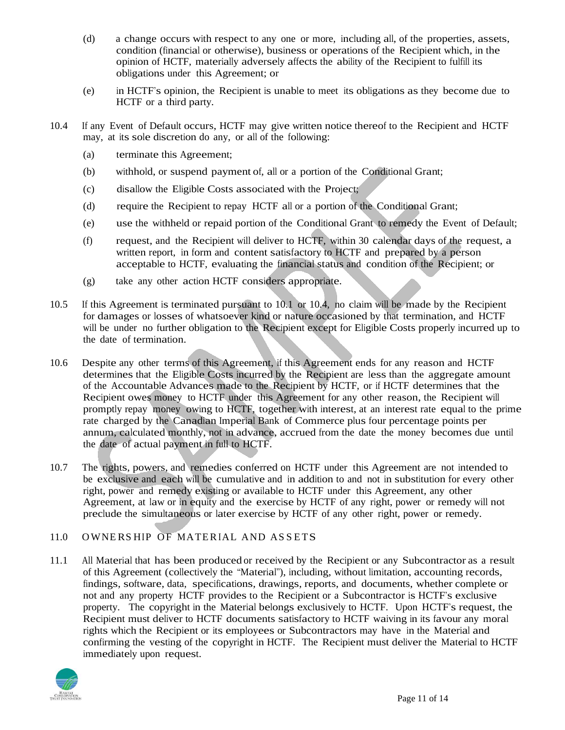(d) a change occurs with respect to any one or more, including all, of the properties, assets, condition (financial or otherwise), business or operations of the Recipient which, in the opinion of HCTF, materially adversely affects the ability of the Recipient to fulfill its obligations under this Agreement; or

(e) in HCTF's opinion, the Recipient is unable to meet its obligations as they become due to HCTF or a third party.

10.4 If any Event of Default occurs, HCTF may give written notice thereof to the Recipient and HCTF may, at its sole discretion do any, or all of the following:

(a) terminate this Agreement;

(b) withhold, or suspend payment of, all or a portion of the Conditional Grant;

(c) disallow the Eligible Costs associated with the Project;

(d) require the Recipient to repay HCTF all or a portion of the Conditional Grant;

(e) use the withheld or repaid portion of the Conditional Grant to remedy the Event of Default;

(f) request, and the Recipient will deliver to HCTF, within 30 calendar days of the request, a written report, in form and content satisfactory to HCTF and prepared by a person acceptable to HCTF, evaluating the financial status and condition of the Recipient; or

(g) take any other action HCTF considers appropriate.

10.5 If this Agreement is terminated pursuant to 10.1 or 10.4, no claim will be made by the Recipient for damages or losses of whatsoever kind or nature occasioned by that termination, and HCTF will be under no further obligation to the Recipient except for Eligible Costs properly incurred up to the date of termination.

10.6 Despite any other terms of this Agreement, if this Agreement ends for any reason and HCTF determines that the Eligible Costs incurred by the Recipient are less than the aggregate amount of the Accountable Advances made to the Recipient by HCTF, or if HCTF determines that the Recipient owes money to HCTF under this Agreement for any other reason, the Recipient will promptly repay money owing to HCTF, together with interest, at an interest rate equal to the prime rate charged by the Canadian Imperial Bank of Commerce plus four percentage points per annum, calculated monthly, not in advance, accrued from the date the money becomes due until the date of actual payment in full to HCTF.

10.7 The rights, powers, and remedies conferred on HCTF under this Agreement are not intended to be exclusive and each will be cumulative and in addition to and not in substitution for every other right, power and remedy existing or available to HCTF under this Agreement, any other Agreement, at law or in equity and the exercise by HCTF of any right, power or remedy will not preclude the simultaneous or later exercise by HCTF of any other right, power or remedy.

## 11.0 OWNERSHIP OF MATERIAL AND ASSETS

11.1 All Material that has been produced or received by the Recipient or any Subcontractor as a result of this Agreement (collectively the "Material"), including, without limitation, accounting records, findings, software, data, specifications, drawings, reports, and documents, whether complete or not and any property HCTF provides to the Recipient or a Subcontractor is HCTF's exclusive property. The copyright in the Material belongs exclusively to HCTF. Upon HCTF's request, the Recipient must deliver to HCTF documents satisfactory to HCTF waiving in its favour any moral rights which the Recipient or its employees or Subcontractors may have in the Material and confirming the vesting of the copyright in HCTF. The Recipient must deliver the Material to HCTF immediately upon request.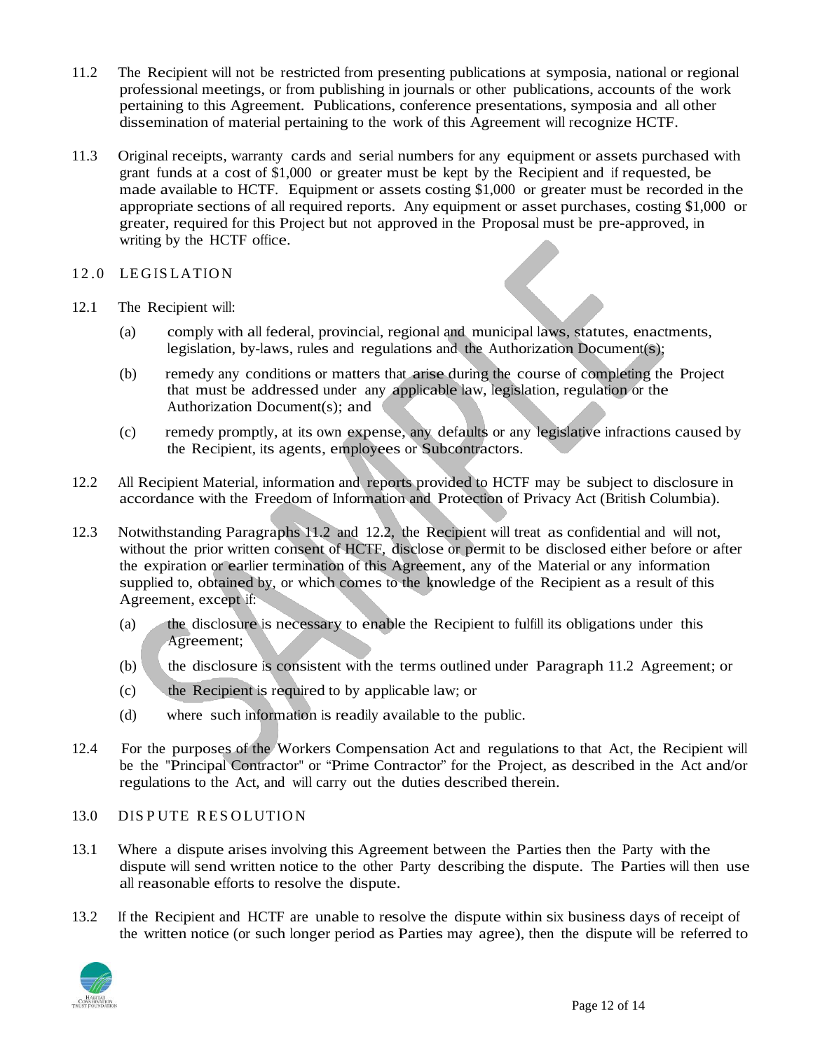11.2 The Recipient will not be restricted from presenting publications at symposia, national or regional professional meetings, or from publishing in journals or other publications, accounts of the work pertaining to this Agreement. Publications, conference presentations, symposia and all other dissemination of material pertaining to the work of this Agreement will recognize HCTF.

11.3 Original receipts, warranty cards and serial numbers for any equipment or assets purchased with grant funds at a cost of $1,000 or greater must be kept by the Recipient and if requested, be made available to HCTF. Equipment or assets costing $1,000 or greater must be recorded in the appropriate sections of all required reports. Any equipment or asset purchases, costing $1,000 or greater, required for this Project but not approved in the Proposal must be pre-approved, in writing by the HCTF office.

## 12.0 LEGISLATION

12.1 The Recipient will:

(a) comply with all federal, provincial, regional and municipal laws, statutes, enactments, legislation, by-laws, rules and regulations and the Authorization Document(s);

(b) remedy any conditions or matters that arise during the course of completing the Project that must be addressed under any applicable law, legislation, regulation or the Authorization Document(s); and

(c) remedy promptly, at its own expense, any defaults or any legislative infractions caused by the Recipient, its agents, employees or Subcontractors.

12.2 All Recipient Material, information and reports provided to HCTF may be subject to disclosure in accordance with the Freedom of Information and Protection of Privacy Act (British Columbia).

12.3 Notwithstanding Paragraphs 11.2 and 12.2, the Recipient will treat as confidential and will not, without the prior written consent of HCTF, disclose or permit to be disclosed either before or after the expiration or earlier termination of this Agreement, any of the Material or any information supplied to, obtained by, or which comes to the knowledge of the Recipient as a result of this Agreement, except if:

(a) the disclosure is necessary to enable the Recipient to fulfill its obligations under this Agreement;

(b) the disclosure is consistent with the terms outlined under Paragraph 11.2 Agreement; or

(c) the Recipient is required to by applicable law; or

(d) where such information is readily available to the public.

12.4 For the purposes of the Workers Compensation Act and regulations to that Act, the Recipient will be the "Principal Contractor" or "Prime Contractor" for the Project, as described in the Act and/or regulations to the Act, and will carry out the duties described therein.

## 13.0 DISPUTE RESOLUTION

13.1 Where a dispute arises involving this Agreement between the Parties then the Party with the dispute will send written notice to the other Party describing the dispute. The Parties will then use all reasonable efforts to resolve the dispute.

13.2 If the Recipient and HCTF are unable to resolve the dispute within six business days of receipt of the written notice (or such longer period as Parties may agree), then the dispute will be referred to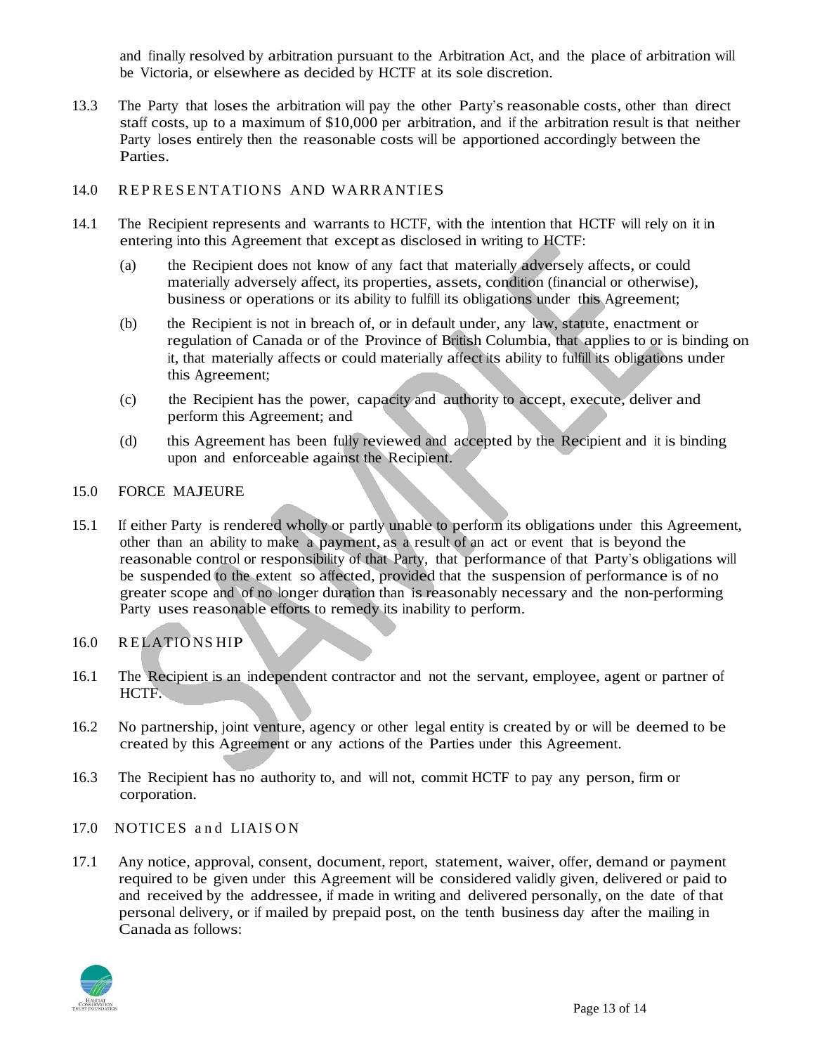and finally resolved by arbitration pursuant to the Arbitration Act, and the place of arbitration will be Victoria, or elsewhere as decided by HCTF at its sole discretion.

13.3 The Party that loses the arbitration will pay the other Party's reasonable costs, other than direct staff costs, up to a maximum of $10,000 per arbitration, and if the arbitration result is that neither Party loses entirely then the reasonable costs will be apportioned accordingly between the Parties.

## 14.0 REPRESENTATIONS AND WARRANTIES

14.1 The Recipient represents and warrants to HCTF, with the intention that HCTF will rely on it in entering into this Agreement that except as disclosed in writing to HCTF:

(a) the Recipient does not know of any fact that materially adversely affects, or could materially adversely affect, its properties, assets, condition (financial or otherwise), business or operations or its ability to fulfill its obligations under this Agreement;

(b) the Recipient is not in breach of, or in default under, any law, statute, enactment or regulation of Canada or of the Province of British Columbia, that applies to or is binding on it, that materially affects or could materially affect its ability to fulfill its obligations under this Agreement;

(c) the Recipient has the power, capacity and authority to accept, execute, deliver and perform this Agreement; and

(d) this Agreement has been fully reviewed and accepted by the Recipient and it is binding upon and enforceable against the Recipient.

## 15.0 FORCE MAJEURE

15.1 If either Party is rendered wholly or partly unable to perform its obligations under this Agreement, other than an ability to make a payment, as a result of an act or event that is beyond the reasonable control or responsibility of that Party, that performance of that Party's obligations will be suspended to the extent so affected, provided that the suspension of performance is of no greater scope and of no longer duration than is reasonably necessary and the non-performing Party uses reasonable efforts to remedy its inability to perform.

## 16.0 RELATIONSHIP

16.1 The Recipient is an independent contractor and not the servant, employee, agent or partner of HCTF.

16.2 No partnership, joint venture, agency or other legal entity is created by or will be deemed to be created by this Agreement or any actions of the Parties under this Agreement.

16.3 The Recipient has no authority to, and will not, commit HCTF to pay any person, firm or corporation.

## 17.0 NOTICES and LIAISON

17.1 Any notice, approval, consent, document, report, statement, waiver, offer, demand or payment required to be given under this Agreement will be considered validly given, delivered or paid to and received by the addressee, if made in writing and delivered personally, on the date of that personal delivery, or if mailed by prepaid post, on the tenth business day after the mailing in Canada as follows: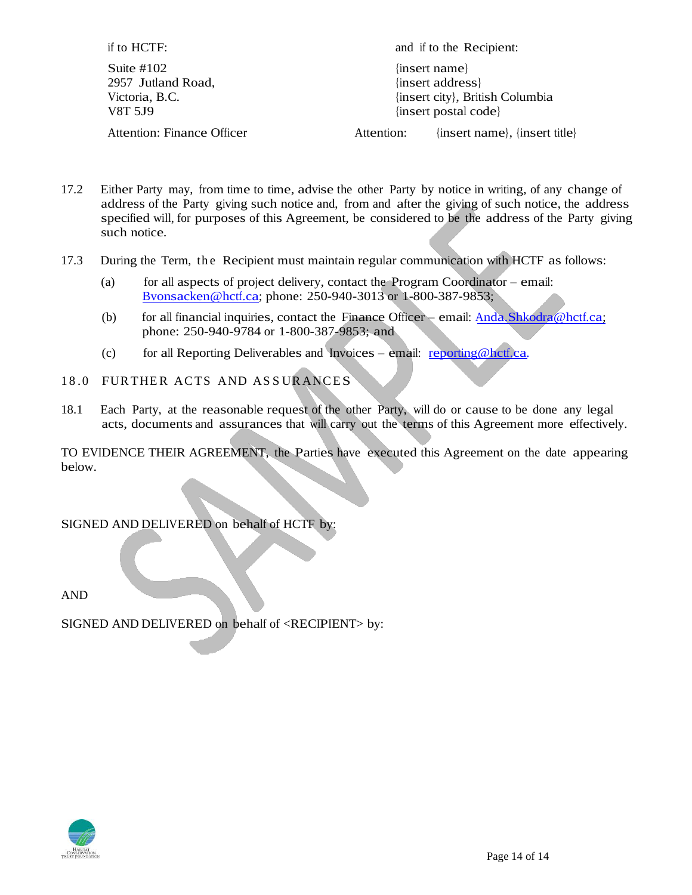if to HCTF:

Suite #102
2957 Jutland Road,
Victoria, B.C.
V8T 5J9

Attention: Finance Officer

and if to the Recipient:

{insert name}
{insert address}
{insert city}, British Columbia
{insert postal code}

Attention: {insert name}, {insert title}

17.2 Either Party may, from time to time, advise the other Party by notice in writing, of any change of address of the Party giving such notice and, from and after the giving of such notice, the address specified will, for purposes of this Agreement, be considered to be the address of the Party giving such notice.

17.3 During the Term, the Recipient must maintain regular communication with HCTF as follows:

(a) for all aspects of project delivery, contact the Program Coordinator – email: Bvonsacken@hctf.ca; phone: 250-940-3013 or 1-800-387-9853;

(b) for all financial inquiries, contact the Finance Officer – email: Anda.Shkodra@hctf.ca; phone: 250-940-9784 or 1-800-387-9853; and

(c) for all Reporting Deliverables and Invoices – email: reporting@hctf.ca.

## 18.0 FURTHER ACTS AND ASSURANCES

18.1 Each Party, at the reasonable request of the other Party, will do or cause to be done any legal acts, documents and assurances that will carry out the terms of this Agreement more effectively.

TO EVIDENCE THEIR AGREEMENT, the Parties have executed this Agreement on the date appearing below.

SIGNED AND DELIVERED on behalf of HCTF by:

AND

SIGNED AND DELIVERED on behalf of <RECIPIENT> by: